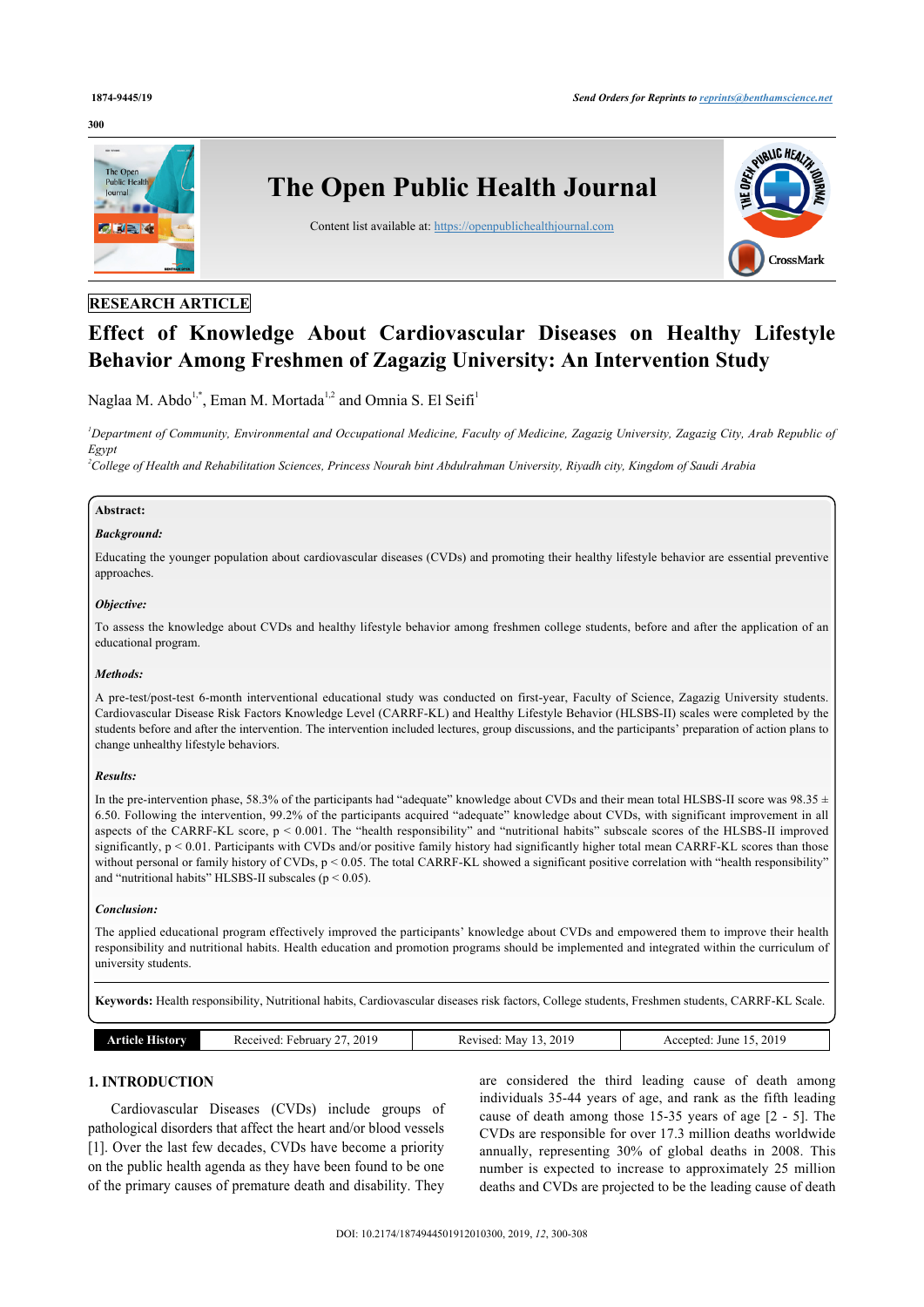RESEARCH ARTICLE

# Effect of Knowledge About Cardiovascular Diseases on Healthy Lifestyle Behavior Among Freshmen of Zagazig University: An Intervention Study

Naglaa M. Abdo[1,*], Eman M. Mortada[1,2] and Omnia S. El Seifi[1]

[1]*Department of Community, Environmental and Occupational Medicine, Faculty of Medicine, Zagazig University, Zagazig City, Arab Republic of Egypt*

[2]*College of Health and Rehabilitation Sciences, Princess Nourah bint Abdulrahman University, Riyadh city, Kingdom of Saudi Arabia*

**Abstract:**

***Background:***

Educating the younger population about cardiovascular diseases (CVDs) and promoting their healthy lifestyle behavior are essential preventive approaches.

***Objective:***

To assess the knowledge about CVDs and healthy lifestyle behavior among freshmen college students, before and after the application of an educational program.

***Methods:***

A pre-test/post-test 6-month interventional educational study was conducted on first-year, Faculty of Science, Zagazig University students. Cardiovascular Disease Risk Factors Knowledge Level (CARRF-KL) and Healthy Lifestyle Behavior (HLSBS-II) scales were completed by the students before and after the intervention. The intervention included lectures, group discussions, and the participants' preparation of action plans to change unhealthy lifestyle behaviors.

***Results:***

In the pre-intervention phase, 58.3% of the participants had "adequate" knowledge about CVDs and their mean total HLSBS-II score was 98.35 ± 6.50. Following the intervention, 99.2% of the participants acquired "adequate" knowledge about CVDs, with significant improvement in all aspects of the CARRF-KL score, $p < 0.001$. The "health responsibility" and "nutritional habits" subscale scores of the HLSBS-II improved significantly, $p < 0.01$. Participants with CVDs and/or positive family history had significantly higher total mean CARRF-KL scores than those without personal or family history of CVDs, $p < 0.05$. The total CARRF-KL showed a significant positive correlation with "health responsibility" and "nutritional habits" HLSBS-II subscales ($p < 0.05$).

***Conclusion:***

The applied educational program effectively improved the participants' knowledge about CVDs and empowered them to improve their health responsibility and nutritional habits. Health education and promotion programs should be implemented and integrated within the curriculum of university students.

**Keywords:** Health responsibility, Nutritional habits, Cardiovascular diseases risk factors, College students, Freshmen students, CARRF-KL Scale.

| Article History | Received: February 27, 2019 | Revised: May 13, 2019 | Accepted: June 15, 2019 |
|---|---|---|---|

## 1. INTRODUCTION

Cardiovascular Diseases (CVDs) include groups of pathological disorders that affect the heart and/or blood vessels [1]. Over the last few decades, CVDs have become a priority on the public health agenda as they have been found to be one of the primary causes of premature death and disability. They are considered the third leading cause of death among individuals 35-44 years of age, and rank as the fifth leading cause of death among those 15-35 years of age [2 - 5]. The CVDs are responsible for over 17.3 million deaths worldwide annually, representing 30% of global deaths in 2008. This number is expected to increase to approximately 25 million deaths and CVDs are projected to be the leading cause of death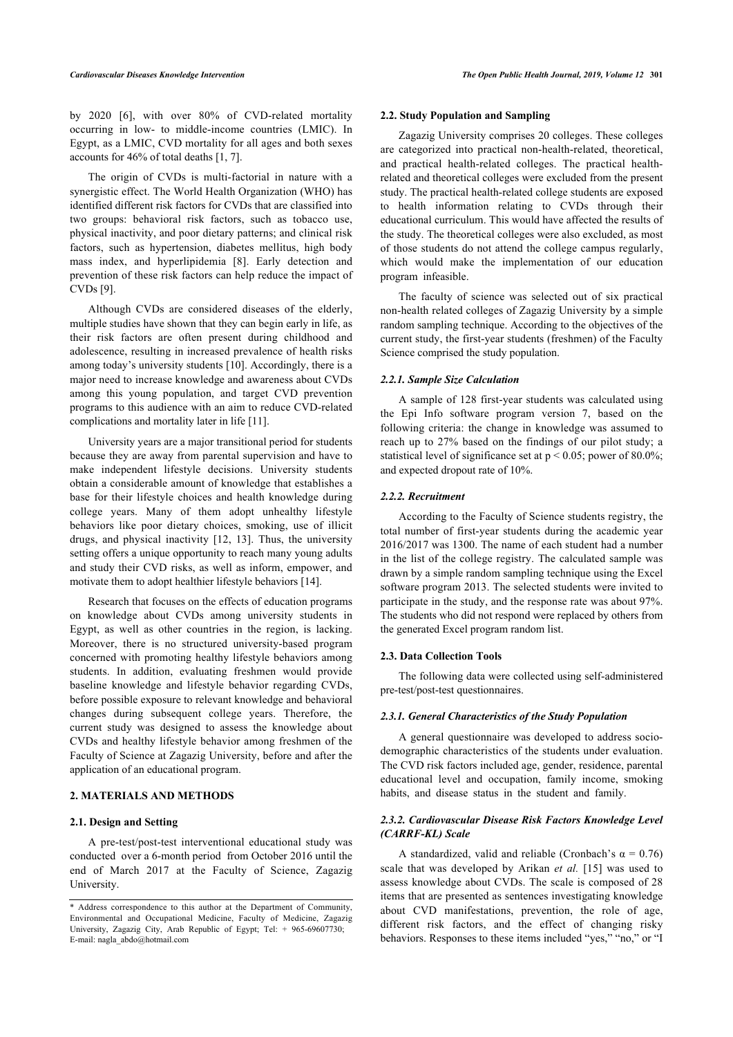by 2020 [6], with over 80% of CVD-related mortality occurring in low- to middle-income countries (LMIC). In Egypt, as a LMIC, CVD mortality for all ages and both sexes accounts for 46% of total deaths [1, 7].

The origin of CVDs is multi-factorial in nature with a synergistic effect. The World Health Organization (WHO) has identified different risk factors for CVDs that are classified into two groups: behavioral risk factors, such as tobacco use, physical inactivity, and poor dietary patterns; and clinical risk factors, such as hypertension, diabetes mellitus, high body mass index, and hyperlipidemia [8]. Early detection and prevention of these risk factors can help reduce the impact of CVDs [9].

Although CVDs are considered diseases of the elderly, multiple studies have shown that they can begin early in life, as their risk factors are often present during childhood and adolescence, resulting in increased prevalence of health risks among today's university students [10]. Accordingly, there is a major need to increase knowledge and awareness about CVDs among this young population, and target CVD prevention programs to this audience with an aim to reduce CVD-related complications and mortality later in life [11].

University years are a major transitional period for students because they are away from parental supervision and have to make independent lifestyle decisions. University students obtain a considerable amount of knowledge that establishes a base for their lifestyle choices and health knowledge during college years. Many of them adopt unhealthy lifestyle behaviors like poor dietary choices, smoking, use of illicit drugs, and physical inactivity [12, 13]. Thus, the university setting offers a unique opportunity to reach many young adults and study their CVD risks, as well as inform, empower, and motivate them to adopt healthier lifestyle behaviors [14].

Research that focuses on the effects of education programs on knowledge about CVDs among university students in Egypt, as well as other countries in the region, is lacking. Moreover, there is no structured university-based program concerned with promoting healthy lifestyle behaviors among students. In addition, evaluating freshmen would provide baseline knowledge and lifestyle behavior regarding CVDs, before possible exposure to relevant knowledge and behavioral changes during subsequent college years. Therefore, the current study was designed to assess the knowledge about CVDs and healthy lifestyle behavior among freshmen of the Faculty of Science at Zagazig University, before and after the application of an educational program.

## 2. MATERIALS AND METHODS

### 2.1. Design and Setting

A pre-test/post-test interventional educational study was conducted over a 6-month period from October 2016 until the end of March 2017 at the Faculty of Science, Zagazig University.

### 2.2. Study Population and Sampling

Zagazig University comprises 20 colleges. These colleges are categorized into practical non-health-related, theoretical, and practical health-related colleges. The practical health-related and theoretical colleges were excluded from the present study. The practical health-related college students are exposed to health information relating to CVDs through their educational curriculum. This would have affected the results of the study. The theoretical colleges were also excluded, as most of those students do not attend the college campus regularly, which would make the implementation of our education program infeasible.

The faculty of science was selected out of six practical non-health related colleges of Zagazig University by a simple random sampling technique. According to the objectives of the current study, the first-year students (freshmen) of the Faculty Science comprised the study population.

#### *2.2.1. Sample Size Calculation*

A sample of 128 first-year students was calculated using the Epi Info software program version 7, based on the following criteria: the change in knowledge was assumed to reach up to 27% based on the findings of our pilot study; a statistical level of significance set at $p < 0.05$; power of 80.0%; and expected dropout rate of 10%.

#### *2.2.2. Recruitment*

According to the Faculty of Science students registry, the total number of first-year students during the academic year 2016/2017 was 1300. The name of each student had a number in the list of the college registry. The calculated sample was drawn by a simple random sampling technique using the Excel software program 2013. The selected students were invited to participate in the study, and the response rate was about 97%. The students who did not respond were replaced by others from the generated Excel program random list.

### 2.3. Data Collection Tools

The following data were collected using self-administered pre-test/post-test questionnaires.

#### *2.3.1. General Characteristics of the Study Population*

A general questionnaire was developed to address socio-demographic characteristics of the students under evaluation. The CVD risk factors included age, gender, residence, parental educational level and occupation, family income, smoking habits, and disease status in the student and family.

#### *2.3.2. Cardiovascular Disease Risk Factors Knowledge Level (CARRF-KL) Scale*

A standardized, valid and reliable (Cronbach's $\alpha = 0.76$) scale that was developed by Arikan *et al.* [15] was used to assess knowledge about CVDs. The scale is composed of 28 items that are presented as sentences investigating knowledge about CVD manifestations, prevention, the role of age, different risk factors, and the effect of changing risky behaviors. Responses to these items included "yes," "no," or "I

\* Address correspondence to this author at the Department of Community, Environmental and Occupational Medicine, Faculty of Medicine, Zagazig University, Zagazig City, Arab Republic of Egypt; Tel: + 965-69607730; E-mail: nagla_abdo@hotmail.com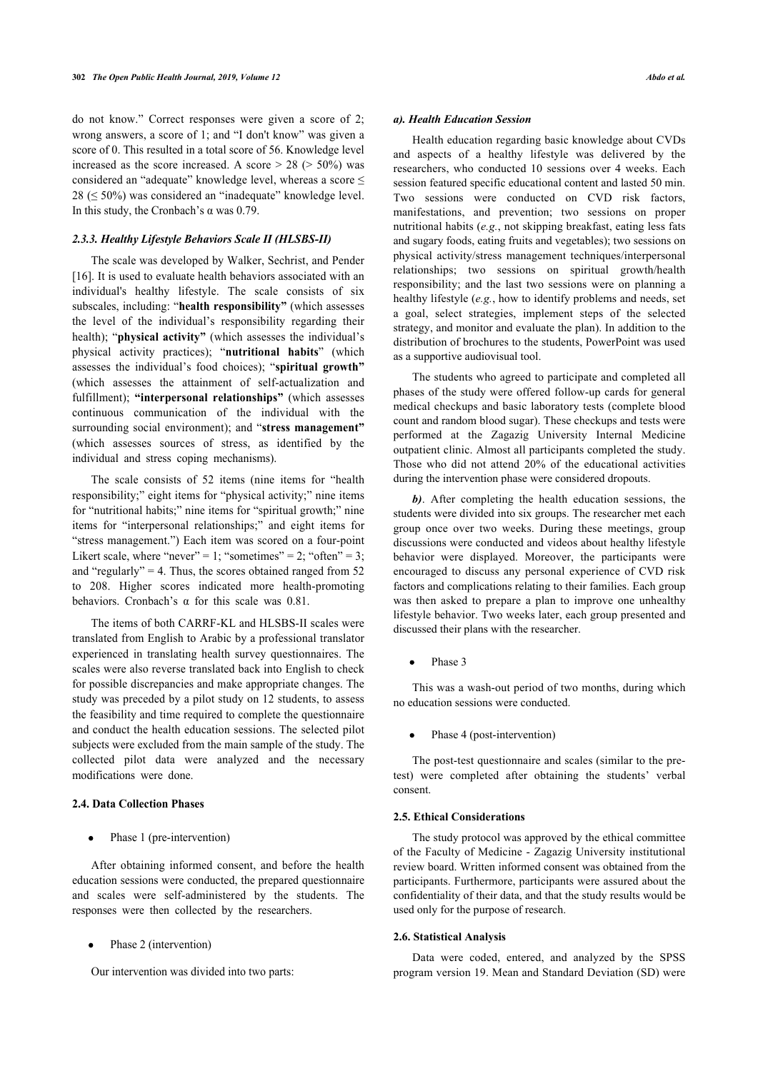do not know." Correct responses were given a score of 2; wrong answers, a score of 1; and "I don't know" was given a score of 0. This resulted in a total score of 56. Knowledge level increased as the score increased. A score > 28 (> 50%) was considered an "adequate" knowledge level, whereas a score ≤ 28 (≤ 50%) was considered an "inadequate" knowledge level. In this study, the Cronbach's α was 0.79.

### *2.3.3. Healthy Lifestyle Behaviors Scale II (HLSBS-II)*

The scale was developed by Walker, Sechrist, and Pender [16]. It is used to evaluate health behaviors associated with an individual's healthy lifestyle. The scale consists of six subscales, including: "**health responsibility"** (which assesses the level of the individual's responsibility regarding their health); "**physical activity"** (which assesses the individual's physical activity practices); "**nutritional habits**" (which assesses the individual's food choices); "**spiritual growth"** (which assesses the attainment of self-actualization and fulfillment); **"interpersonal relationships"** (which assesses continuous communication of the individual with the surrounding social environment); and "**stress management"** (which assesses sources of stress, as identified by the individual and stress coping mechanisms).

The scale consists of 52 items (nine items for "health responsibility;" eight items for "physical activity;" nine items for "nutritional habits;" nine items for "spiritual growth;" nine items for "interpersonal relationships;" and eight items for "stress management.") Each item was scored on a four-point Likert scale, where "never" = 1; "sometimes" = 2; "often" = 3; and "regularly" = 4. Thus, the scores obtained ranged from 52 to 208. Higher scores indicated more health-promoting behaviors. Cronbach's α for this scale was 0.81.

The items of both CARRF-KL and HLSBS-II scales were translated from English to Arabic by a professional translator experienced in translating health survey questionnaires. The scales were also reverse translated back into English to check for possible discrepancies and make appropriate changes. The study was preceded by a pilot study on 12 students, to assess the feasibility and time required to complete the questionnaire and conduct the health education sessions. The selected pilot subjects were excluded from the main sample of the study. The collected pilot data were analyzed and the necessary modifications were done.

## 2.4. Data Collection Phases

- Phase 1 (pre-intervention)

After obtaining informed consent, and before the health education sessions were conducted, the prepared questionnaire and scales were self-administered by the students. The responses were then collected by the researchers.

- Phase 2 (intervention)

Our intervention was divided into two parts:

### *a). Health Education Session*

Health education regarding basic knowledge about CVDs and aspects of a healthy lifestyle was delivered by the researchers, who conducted 10 sessions over 4 weeks. Each session featured specific educational content and lasted 50 min. Two sessions were conducted on CVD risk factors, manifestations, and prevention; two sessions on proper nutritional habits (*e.g.*, not skipping breakfast, eating less fats and sugary foods, eating fruits and vegetables); two sessions on physical activity/stress management techniques/interpersonal relationships; two sessions on spiritual growth/health responsibility; and the last two sessions were on planning a healthy lifestyle (*e.g.*, how to identify problems and needs, set a goal, select strategies, implement steps of the selected strategy, and monitor and evaluate the plan). In addition to the distribution of brochures to the students, PowerPoint was used as a supportive audiovisual tool.

The students who agreed to participate and completed all phases of the study were offered follow-up cards for general medical checkups and basic laboratory tests (complete blood count and random blood sugar). These checkups and tests were performed at the Zagazig University Internal Medicine outpatient clinic. Almost all participants completed the study. Those who did not attend 20% of the educational activities during the intervention phase were considered dropouts.

***b)***. After completing the health education sessions, the students were divided into six groups. The researcher met each group once over two weeks. During these meetings, group discussions were conducted and videos about healthy lifestyle behavior were displayed. Moreover, the participants were encouraged to discuss any personal experience of CVD risk factors and complications relating to their families. Each group was then asked to prepare a plan to improve one unhealthy lifestyle behavior. Two weeks later, each group presented and discussed their plans with the researcher.

- Phase 3

This was a wash-out period of two months, during which no education sessions were conducted.

- Phase 4 (post-intervention)

The post-test questionnaire and scales (similar to the pre-test) were completed after obtaining the students' verbal consent.

## 2.5. Ethical Considerations

The study protocol was approved by the ethical committee of the Faculty of Medicine - Zagazig University institutional review board. Written informed consent was obtained from the participants. Furthermore, participants were assured about the confidentiality of their data, and that the study results would be used only for the purpose of research.

## 2.6. Statistical Analysis

Data were coded, entered, and analyzed by the SPSS program version 19. Mean and Standard Deviation (SD) were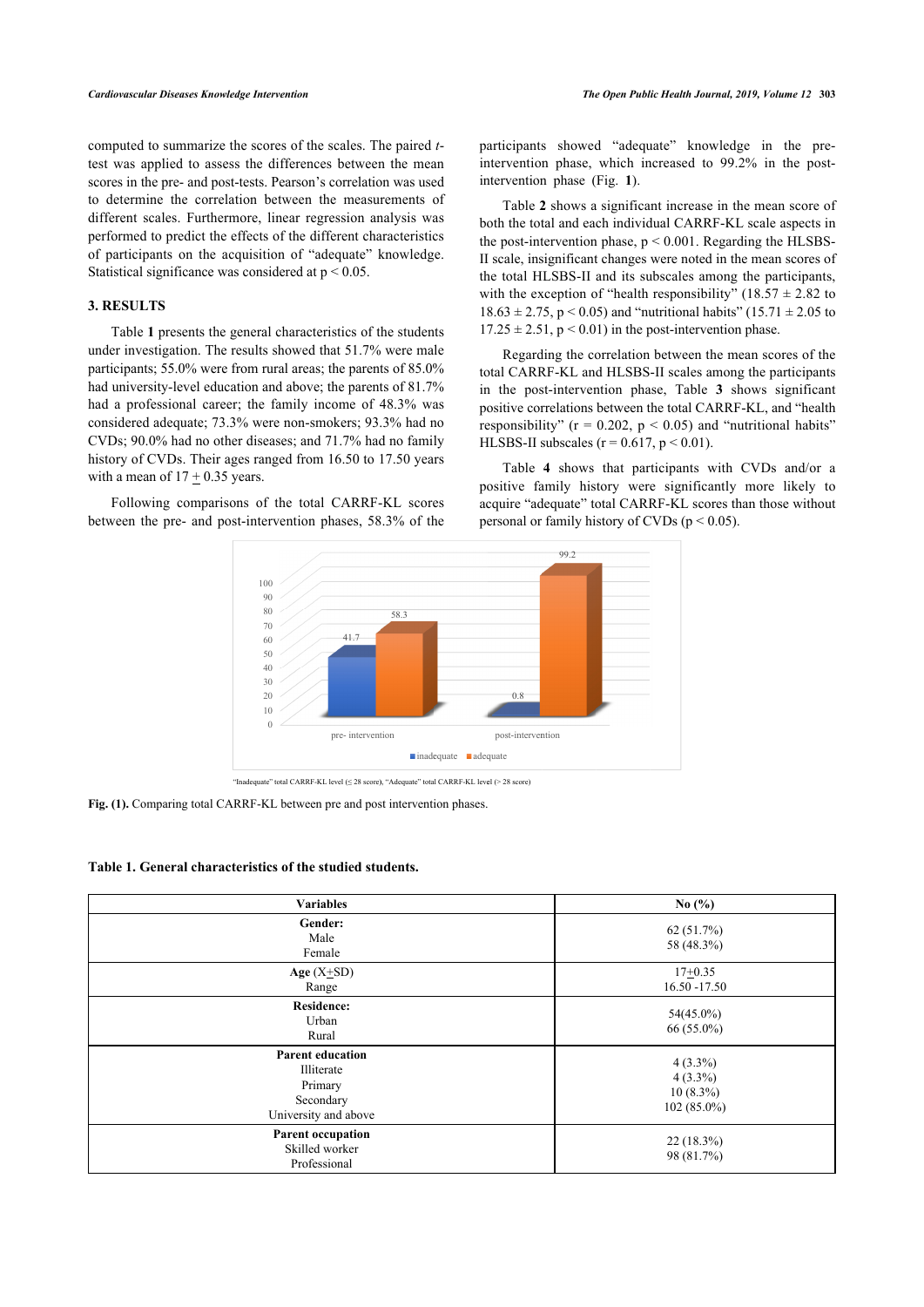computed to summarize the scores of the scales. The paired *t*-test was applied to assess the differences between the mean scores in the pre- and post-tests. Pearson's correlation was used to determine the correlation between the measurements of different scales. Furthermore, linear regression analysis was performed to predict the effects of the different characteristics of participants on the acquisition of "adequate" knowledge. Statistical significance was considered at $p < 0.05$.

## 3. RESULTS

Table **1** presents the general characteristics of the students under investigation. The results showed that 51.7% were male participants; 55.0% were from rural areas; the parents of 85.0% had university-level education and above; the parents of 81.7% had a professional career; the family income of 48.3% was considered adequate; 73.3% were non-smokers; 93.3% had no CVDs; 90.0% had no other diseases; and 71.7% had no family history of CVDs. Their ages ranged from 16.50 to 17.50 years with a mean of 17 $\pm$ 0.35 years.

Following comparisons of the total CARRF-KL scores between the pre- and post-intervention phases, 58.3% of the participants showed "adequate" knowledge in the pre-intervention phase, which increased to 99.2% in the post-intervention phase (Fig. **1**).

Table **2** shows a significant increase in the mean score of both the total and each individual CARRF-KL scale aspects in the post-intervention phase, $p < 0.001$. Regarding the HLSBS-II scale, insignificant changes were noted in the mean scores of the total HLSBS-II and its subscales among the participants, with the exception of "health responsibility" (18.57 ± 2.82 to 18.63 ± 2.75, $p < 0.05$) and "nutritional habits" (15.71 ± 2.05 to 17.25 ± 2.51, $p < 0.01$) in the post-intervention phase.

Regarding the correlation between the mean scores of the total CARRF-KL and HLSBS-II scales among the participants in the post-intervention phase, Table **3** shows significant positive correlations between the total CARRF-KL, and "health responsibility" ($r = 0.202$, $p < 0.05$) and "nutritional habits" HLSBS-II subscales ($r = 0.617$, $p < 0.01$).

Table **4** shows that participants with CVDs and/or a positive family history were significantly more likely to acquire "adequate" total CARRF-KL scores than those without personal or family history of CVDs ($p < 0.05$).

"Inadequate" total CARRF-KL level (≤ 28 score), "Adequate" total CARRF-KL level (> 28 score)

**Fig. (1).** Comparing total CARRF-KL between pre and post intervention phases.

**Table 1. General characteristics of the studied students.**

| Variables | No (%) |
|---|---|
| **Gender:** | |
| Male | 62 (51.7%) |
| Female | 58 (48.3%) |
| **Age** (X$\pm$SD) | 17$\pm$0.35 |
| Range | 16.50 -17.50 |
| **Residence:** | |
| Urban | 54(45.0%) |
| Rural | 66 (55.0%) |
| **Parent education** | |
| Illiterate | 4 (3.3%) |
| Primary | 4 (3.3%) |
| Secondary | 10 (8.3%) |
| University and above | 102 (85.0%) |
| **Parent occupation** | |
| Skilled worker | 22 (18.3%) |
| Professional | 98 (81.7%) |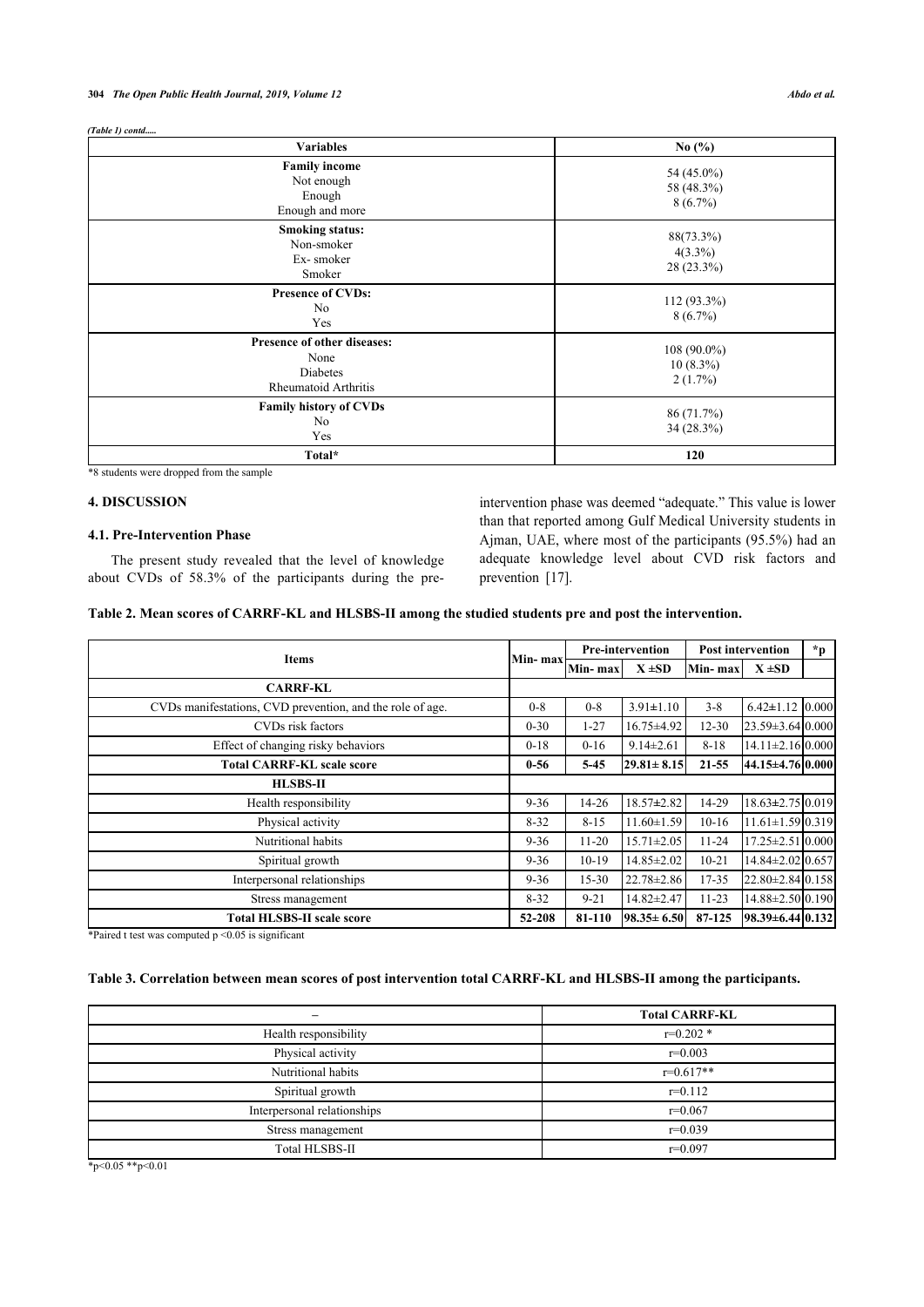*(Table 1) contd.....*

| Variables | No (%) |
|---|---|
| **Family income** | |
| Not enough | 54 (45.0%) |
| Enough | 58 (48.3%) |
| Enough and more | 8 (6.7%) |
| **Smoking status:** | |
| Non-smoker | 88(73.3%) |
| Ex- smoker | 4(3.3%) |
| Smoker | 28 (23.3%) |
| **Presence of CVDs:** | |
| No | 112 (93.3%) |
| Yes | 8 (6.7%) |
| **Presence of other diseases:** | |
| None | 108 (90.0%) |
| Diabetes | 10 (8.3%) |
| Rheumatoid Arthritis | 2 (1.7%) |
| **Family history of CVDs** | |
| No | 86 (71.7%) |
| Yes | 34 (28.3%) |
| **Total*** | **120** |

*8 students were dropped from the sample

## 4. DISCUSSION

### 4.1. Pre-Intervention Phase

The present study revealed that the level of knowledge about CVDs of 58.3% of the participants during the pre-intervention phase was deemed "adequate." This value is lower than that reported among Gulf Medical University students in Ajman, UAE, where most of the participants (95.5%) had an adequate knowledge level about CVD risk factors and prevention [17].

**Table 2. Mean scores of CARRF-KL and HLSBS-II among the studied students pre and post the intervention.**

| Items | Min- max | Pre-intervention | | Post intervention | | *p |
|---|---|---|---|---|---|---|
| | | Min- max | X ±SD | Min- max | X ±SD | |
| **CARRF-KL** | | | | | | |
| CVDs manifestations, CVD prevention, and the role of age. | 0-8 | 0-8 | 3.91±1.10 | 3-8 | 6.42±1.12 | 0.000 |
| CVDs risk factors | 0-30 | 1-27 | 16.75±4.92 | 12-30 | 23.59±3.64 | 0.000 |
| Effect of changing risky behaviors | 0-18 | 0-16 | 9.14±2.61 | 8-18 | 14.11±2.16 | 0.000 |
| **Total CARRF-KL scale score** | **0-56** | **5-45** | **29.81± 8.15** | **21-55** | **44.15±4.76** | **0.000** |
| **HLSBS-II** | | | | | | |
| Health responsibility | 9-36 | 14-26 | 18.57±2.82 | 14-29 | 18.63±2.75 | 0.019 |
| Physical activity | 8-32 | 8-15 | 11.60±1.59 | 10-16 | 11.61±1.59 | 0.319 |
| Nutritional habits | 9-36 | 11-20 | 15.71±2.05 | 11-24 | 17.25±2.51 | 0.000 |
| Spiritual growth | 9-36 | 10-19 | 14.85±2.02 | 10-21 | 14.84±2.02 | 0.657 |
| Interpersonal relationships | 9-36 | 15-30 | 22.78±2.86 | 17-35 | 22.80±2.84 | 0.158 |
| Stress management | 8-32 | 9-21 | 14.82±2.47 | 11-23 | 14.88±2.50 | 0.190 |
| **Total HLSBS-II scale score** | **52-208** | **81-110** | **98.35± 6.50** | **87-125** | **98.39±6.44** | **0.132** |

*Paired t test was computed p <0.05 is significant

**Table 3. Correlation between mean scores of post intervention total CARRF-KL and HLSBS-II among the participants.**

| – | Total CARRF-KL |
|---|---|
| Health responsibility | r=0.202 * |
| Physical activity | r=0.003 |
| Nutritional habits | r=0.617** |
| Spiritual growth | r=0.112 |
| Interpersonal relationships | r=0.067 |
| Stress management | r=0.039 |
| Total HLSBS-II | r=0.097 |

*p<0.05 **p<0.01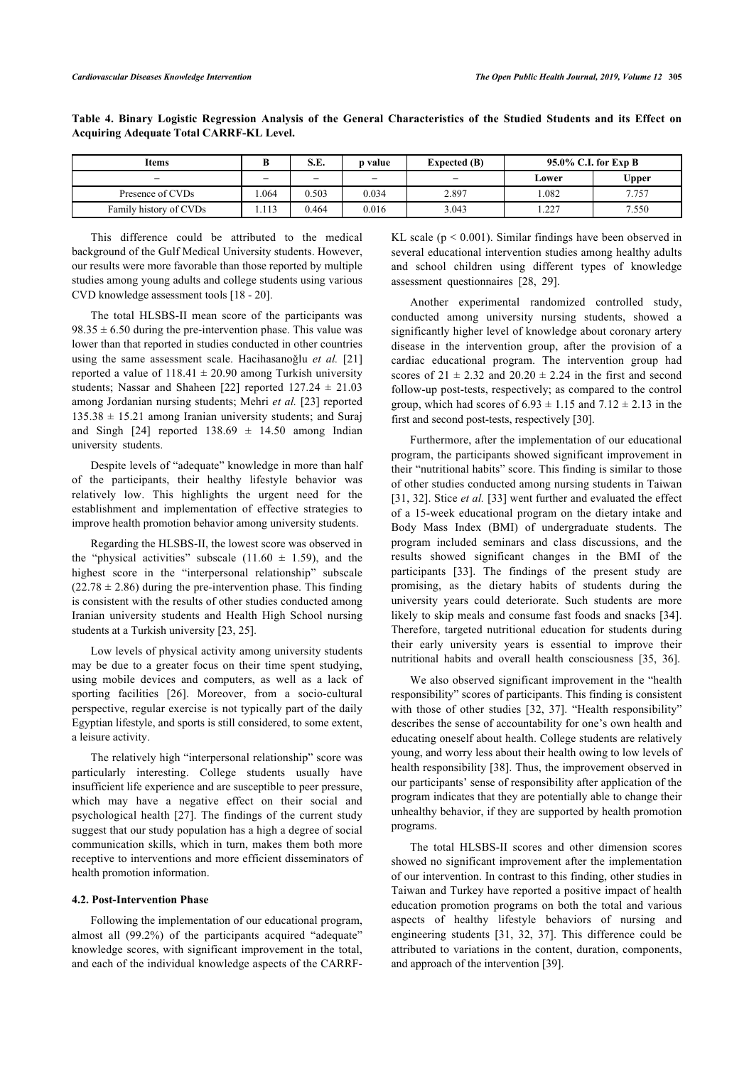**Table 4. Binary Logistic Regression Analysis of the General Characteristics of the Studied Students and its Effect on Acquiring Adequate Total CARRF-KL Level.**

| Items | B | S.E. | p value | Expected (B) | 95.0% C.I. for Exp B | |
|---|---|---|---|---|---|---|
| – | – | – | – | – | Lower | Upper |
| Presence of CVDs | 1.064 | 0.503 | 0.034 | 2.897 | 1.082 | 7.757 |
| Family history of CVDs | 1.113 | 0.464 | 0.016 | 3.043 | 1.227 | 7.550 |

This difference could be attributed to the medical background of the Gulf Medical University students. However, our results were more favorable than those reported by multiple studies among young adults and college students using various CVD knowledge assessment tools [18 - 20].

The total HLSBS-II mean score of the participants was $98.35 \pm 6.50$ during the pre-intervention phase. This value was lower than that reported in studies conducted in other countries using the same assessment scale. Hacihasanoğlu *et al.* [21] reported a value of $118.41 \pm 20.90$ among Turkish university students; Nassar and Shaheen [22] reported $127.24 \pm 21.03$ among Jordanian nursing students; Mehri *et al.* [23] reported $135.38 \pm 15.21$ among Iranian university students; and Suraj and Singh [24] reported $138.69 \pm 14.50$ among Indian university students.

Despite levels of "adequate" knowledge in more than half of the participants, their healthy lifestyle behavior was relatively low. This highlights the urgent need for the establishment and implementation of effective strategies to improve health promotion behavior among university students.

Regarding the HLSBS-II, the lowest score was observed in the "physical activities" subscale ($11.60 \pm 1.59$), and the highest score in the "interpersonal relationship" subscale ($22.78 \pm 2.86$) during the pre-intervention phase. This finding is consistent with the results of other studies conducted among Iranian university students and Health High School nursing students at a Turkish university [23, 25].

Low levels of physical activity among university students may be due to a greater focus on their time spent studying, using mobile devices and computers, as well as a lack of sporting facilities [26]. Moreover, from a socio-cultural perspective, regular exercise is not typically part of the daily Egyptian lifestyle, and sports is still considered, to some extent, a leisure activity.

The relatively high "interpersonal relationship" score was particularly interesting. College students usually have insufficient life experience and are susceptible to peer pressure, which may have a negative effect on their social and psychological health [27]. The findings of the current study suggest that our study population has a high degree of social communication skills, which in turn, makes them both more receptive to interventions and more efficient disseminators of health promotion information.

### 4.2. Post-Intervention Phase

Following the implementation of our educational program, almost all (99.2%) of the participants acquired "adequate" knowledge scores, with significant improvement in the total, and each of the individual knowledge aspects of the CARRF-KL scale ($p < 0.001$). Similar findings have been observed in several educational intervention studies among healthy adults and school children using different types of knowledge assessment questionnaires [28, 29].

Another experimental randomized controlled study, conducted among university nursing students, showed a significantly higher level of knowledge about coronary artery disease in the intervention group, after the provision of a cardiac educational program. The intervention group had scores of $21 \pm 2.32$ and $20.20 \pm 2.24$ in the first and second follow-up post-tests, respectively; as compared to the control group, which had scores of $6.93 \pm 1.15$ and $7.12 \pm 2.13$ in the first and second post-tests, respectively [30].

Furthermore, after the implementation of our educational program, the participants showed significant improvement in their "nutritional habits" score. This finding is similar to those of other studies conducted among nursing students in Taiwan [31, 32]. Stice *et al.* [33] went further and evaluated the effect of a 15-week educational program on the dietary intake and Body Mass Index (BMI) of undergraduate students. The program included seminars and class discussions, and the results showed significant changes in the BMI of the participants [33]. The findings of the present study are promising, as the dietary habits of students during the university years could deteriorate. Such students are more likely to skip meals and consume fast foods and snacks [34]. Therefore, targeted nutritional education for students during their early university years is essential to improve their nutritional habits and overall health consciousness [35, 36].

We also observed significant improvement in the "health responsibility" scores of participants. This finding is consistent with those of other studies [32, 37]. "Health responsibility" describes the sense of accountability for one's own health and educating oneself about health. College students are relatively young, and worry less about their health owing to low levels of health responsibility [38]. Thus, the improvement observed in our participants' sense of responsibility after application of the program indicates that they are potentially able to change their unhealthy behavior, if they are supported by health promotion programs.

The total HLSBS-II scores and other dimension scores showed no significant improvement after the implementation of our intervention. In contrast to this finding, other studies in Taiwan and Turkey have reported a positive impact of health education promotion programs on both the total and various aspects of healthy lifestyle behaviors of nursing and engineering students [31, 32, 37]. This difference could be attributed to variations in the content, duration, components, and approach of the intervention [39].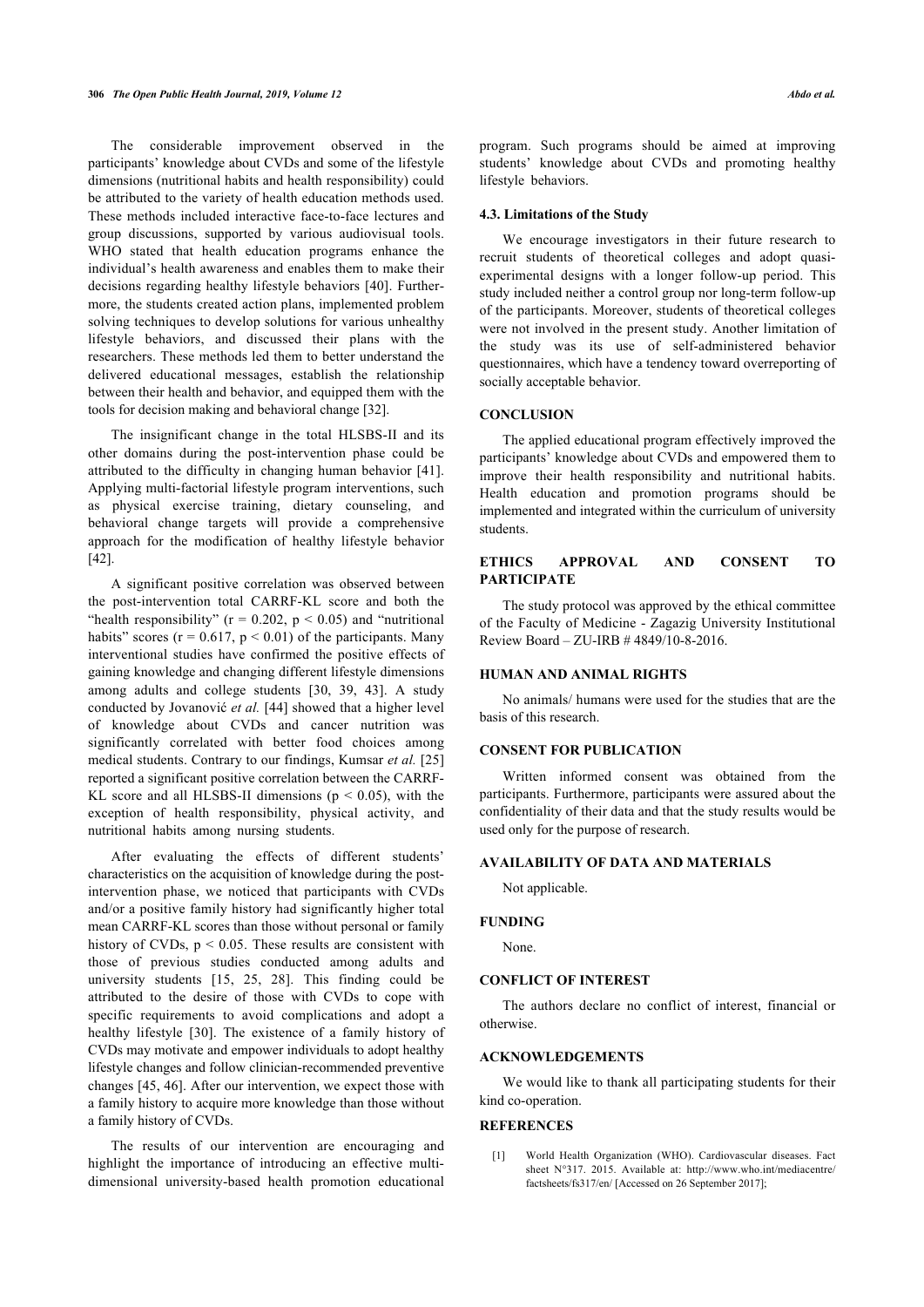The considerable improvement observed in the participants' knowledge about CVDs and some of the lifestyle dimensions (nutritional habits and health responsibility) could be attributed to the variety of health education methods used. These methods included interactive face-to-face lectures and group discussions, supported by various audiovisual tools. WHO stated that health education programs enhance the individual's health awareness and enables them to make their decisions regarding healthy lifestyle behaviors [40]. Furthermore, the students created action plans, implemented problem solving techniques to develop solutions for various unhealthy lifestyle behaviors, and discussed their plans with the researchers. These methods led them to better understand the delivered educational messages, establish the relationship between their health and behavior, and equipped them with the tools for decision making and behavioral change [32].

The insignificant change in the total HLSBS-II and its other domains during the post-intervention phase could be attributed to the difficulty in changing human behavior [41]. Applying multi-factorial lifestyle program interventions, such as physical exercise training, dietary counseling, and behavioral change targets will provide a comprehensive approach for the modification of healthy lifestyle behavior [42].

A significant positive correlation was observed between the post-intervention total CARRF-KL score and both the "health responsibility" ($r = 0.202$, $p < 0.05$) and "nutritional habits" scores ($r = 0.617$, $p < 0.01$) of the participants. Many interventional studies have confirmed the positive effects of gaining knowledge and changing different lifestyle dimensions among adults and college students [30, 39, 43]. A study conducted by Jovanović *et al.* [44] showed that a higher level of knowledge about CVDs and cancer nutrition was significantly correlated with better food choices among medical students. Contrary to our findings, Kumsar *et al.* [25] reported a significant positive correlation between the CARRF-KL score and all HLSBS-II dimensions ($p < 0.05$), with the exception of health responsibility, physical activity, and nutritional habits among nursing students.

After evaluating the effects of different students' characteristics on the acquisition of knowledge during the post-intervention phase, we noticed that participants with CVDs and/or a positive family history had significantly higher total mean CARRF-KL scores than those without personal or family history of CVDs, $p < 0.05$. These results are consistent with those of previous studies conducted among adults and university students [15, 25, 28]. This finding could be attributed to the desire of those with CVDs to cope with specific requirements to avoid complications and adopt a healthy lifestyle [30]. The existence of a family history of CVDs may motivate and empower individuals to adopt healthy lifestyle changes and follow clinician-recommended preventive changes [45, 46]. After our intervention, we expect those with a family history to acquire more knowledge than those without a family history of CVDs.

The results of our intervention are encouraging and highlight the importance of introducing an effective multi-dimensional university-based health promotion educational program. Such programs should be aimed at improving students' knowledge about CVDs and promoting healthy lifestyle behaviors.

### 4.3. Limitations of the Study

We encourage investigators in their future research to recruit students of theoretical colleges and adopt quasi-experimental designs with a longer follow-up period. This study included neither a control group nor long-term follow-up of the participants. Moreover, students of theoretical colleges were not involved in the present study. Another limitation of the study was its use of self-administered behavior questionnaires, which have a tendency toward overreporting of socially acceptable behavior.

## CONCLUSION

The applied educational program effectively improved the participants' knowledge about CVDs and empowered them to improve their health responsibility and nutritional habits. Health education and promotion programs should be implemented and integrated within the curriculum of university students.

## ETHICS APPROVAL AND CONSENT TO PARTICIPATE

The study protocol was approved by the ethical committee of the Faculty of Medicine - Zagazig University Institutional Review Board – ZU-IRB # 4849/10-8-2016.

## HUMAN AND ANIMAL RIGHTS

No animals/ humans were used for the studies that are the basis of this research.

## CONSENT FOR PUBLICATION

Written informed consent was obtained from the participants. Furthermore, participants were assured about the confidentiality of their data and that the study results would be used only for the purpose of research.

## AVAILABILITY OF DATA AND MATERIALS

Not applicable.

## FUNDING

None.

## CONFLICT OF INTEREST

The authors declare no conflict of interest, financial or otherwise.

## ACKNOWLEDGEMENTS

We would like to thank all participating students for their kind co-operation.

## REFERENCES

[1] World Health Organization (WHO). Cardiovascular diseases. Fact sheet N°317. 2015. Available at: http://www.who.int/mediacentre/factsheets/fs317/en/ [Accessed on 26 September 2017];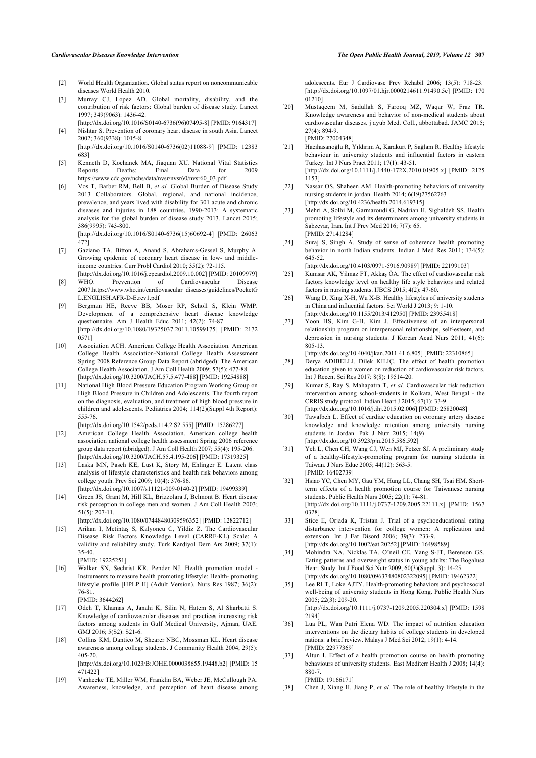[2] World Health Organization. Global status report on noncommunicable diseases World Health 2010.

[3] Murray CJ, Lopez AD. Global mortality, disability, and the contribution of risk factors: Global burden of disease study. Lancet 1997; 349(9063): 1436-42. [http://dx.doi.org/10.1016/S0140-6736(96)07495-8] [PMID: 9164317]

[4] Nishtar S. Prevention of coronary heart disease in south Asia. Lancet 2002; 360(9338): 1015-8. [http://dx.doi.org/10.1016/S0140-6736(02)11088-9] [PMID: 12383683]

[5] Kenneth D, Kochanek MA, Jiaquan XU. National Vital Statistics Reports Deaths: Final Data for 2009 https://www.cdc.gov/nchs/data/nvsr/nvsr60/nvsr60_03.pdf

[6] Vos T, Barber RM, Bell B, *et al.* Global Burden of Disease Study 2013 Collaborators. Global, regional, and national incidence, prevalence, and years lived with disability for 301 acute and chronic diseases and injuries in 188 countries, 1990-2013: A systematic analysis for the global burden of disease study 2013. Lancet 2015; 386(9995): 743-800. [http://dx.doi.org/10.1016/S0140-6736(15)60692-4] [PMID: 26063472]

[7] Gaziano TA, Bitton A, Anand S, Abrahams-Gessel S, Murphy A. Growing epidemic of coronary heart disease in low- and middle-income countries. Curr Probl Cardiol 2010; 35(2): 72-115. [http://dx.doi.org/10.1016/j.cpcardiol.2009.10.002] [PMID: 20109979]

[8] WHO. Prevention of Cardiovascular Disease 2007.https://www.who.int/cardiovascular_diseases/guidelines/PocketGL.ENGLISH.AFR-D-E.rev1.pdf

[9] Bergman HE, Reeve BB, Moser RP, Scholl S, Klein WMP. Development of a comprehensive heart disease knowledge questionnaire. Am J Health Educ 2011; 42(2): 74-87. [http://dx.doi.org/10.1080/19325037.2011.10599175] [PMID: 21720571]

[10] Association ACH. American College Health Association. American College Health Association-National College Health Assessment Spring 2008 Reference Group Data Report (abridged): The American College Health Association. J Am Coll Health 2009; 57(5): 477-88. [http://dx.doi.org/10.3200/JACH.57.5.477-488] [PMID: 19254888]

[11] National High Blood Pressure Education Program Working Group on High Blood Pressure in Children and Adolescents. The fourth report on the diagnosis, evaluation, and treatment of high blood pressure in children and adolescents. Pediatrics 2004; 114(2)(Suppl 4th Report): 555-76. [http://dx.doi.org/10.1542/peds.114.2.S2.555] [PMID: 15286277]

[12] American College Health Association. American college health association national college health assessment Spring 2006 reference group data report (abridged). J Am Coll Health 2007; 55(4): 195-206. [http://dx.doi.org/10.3200/JACH.55.4.195-206] [PMID: 17319325]

[13] Laska MN, Pasch KE, Lust K, Story M, Ehlinger E. Latent class analysis of lifestyle characteristics and health risk behaviors among college youth. Prev Sci 2009; 10(4): 376-86. [http://dx.doi.org/10.1007/s11121-009-0140-2] [PMID: 19499339]

[14] Green JS, Grant M, Hill KL, Brizzolara J, Belmont B. Heart disease risk perception in college men and women. J Am Coll Health 2003; 51(5): 207-11. [http://dx.doi.org/10.1080/07448480309596352] [PMID: 12822712]

[15] Arikan I, Metintaş S, Kalyoncu C, Yildiz Z. The Cardiovascular Disease Risk Factors Knowledge Level (CARRF-KL) Scale: A validity and reliability study. Turk Kardiyol Dern Ars 2009; 37(1): 35-40. [PMID: 19225251]

[16] Walker SN, Sechrist KR, Pender NJ. Health promotion model - Instruments to measure health promoting lifestyle: Health- promoting lifestyle profile [HPLP II] (Adult Version). Nurs Res 1987; 36(2): 76-81. [PMID: 3644262]

[17] Odeh T, Khamas A, Janahi K, Silin N, Hatem S, Al Sharbatti S. Knowledge of cardiovascular diseases and practices increasing risk factors among students in Gulf Medical University, Ajman, UAE. GMJ 2016; 5(S2): S21-6.

[18] Collins KM, Dantico M, Shearer NBC, Mossman KL. Heart disease awareness among college students. J Community Health 2004; 29(5): 405-20. [http://dx.doi.org/10.1023/B:JOHE.0000038655.19448.b2] [PMID: 15471422]

[19] Vanhecke TE, Miller WM, Franklin BA, Weber JE, McCullough PA. Awareness, knowledge, and perception of heart disease among adolescents. Eur J Cardiovasc Prev Rehabil 2006; 13(5): 718-23. [http://dx.doi.org/10.1097/01.hjr.0000214611.91490.5e] [PMID: 17001210]

[20] Mustaqeem M, Sadullah S, Farooq MZ, Waqar W, Fraz TR. Knowledge awareness and behavior of non-medical students about cardiovascular diseases. j ayub Med. Coll., abbottabad. JAMC 2015; 27(4): 894-9. [PMID: 27004348]

[21] Hacıhasanoğlu R, Yıldırım A, Karakurt P, Sağlam R. Healthy lifestyle behaviour in university students and influential factors in eastern Turkey. Int J Nurs Pract 2011; 17(1): 43-51. [http://dx.doi.org/10.1111/j.1440-172X.2010.01905.x] [PMID: 21251153]

[22] Nassar OS, Shaheen AM. Health-promoting behaviors of university nursing students in jordan. Health 2014; 6(19)27562763 [http://dx.doi.org/10.4236/health.2014.619315]

[23] Mehri A, Solhi M, Garmaroudi G, Nadrian H, Sighaldeh SS. Health promoting lifestyle and its determinants among university students in Sabzevar, Iran. Int J Prev Med 2016; 7(7): 65. [PMID: 27141284]

[24] Suraj S, Singh A. Study of sense of coherence health promoting behavior in north Indian students. Indian J Med Res 2011; 134(5): 645-52. [http://dx.doi.org/10.4103/0971-5916.90989] [PMID: 22199103]

[25] Kumsar AK, Yilmaz FT, Akkaş ÖA. The effect of cardiovascular risk factors knowledge level on healthy life style behaviors and related factors in nursing students. IJBCS 2015; 4(2): 47-60.

[26] Wang D, Xing X-H, Wu X-B. Healthy lifestyles of university students in China and influential factors. Sci World J 2013; 9: 1-10. [http://dx.doi.org/10.1155/2013/412950] [PMID: 23935418]

[27] Yoon HS, Kim G-H, Kim J. Effectiveness of an interpersonal relationship program on interpersonal relationships, self-esteem, and depression in nursing students. J Korean Acad Nurs 2011; 41(6): 805-13. [http://dx.doi.org/10.4040/jkan.2011.41.6.805] [PMID: 22310865]

[28] Derya ADIBELLI, Dilek KILIÇ. The effect of health promotion education given to women on reduction of cardiovascular risk factors. Int J Recent Sci Res 2017; 8(8): 19514-20.

[29] Kumar S, Ray S, Mahapatra T, *et al.* Cardiovascular risk reduction intervention among school-students in Kolkata, West Bengal - the CRRIS study protocol. Indian Heart J 2015; 67(1): 33-9. [http://dx.doi.org/10.1016/j.ihj.2015.02.006] [PMID: 25820048]

[30] Tawalbeh L. Effect of cardiac education on coronary artery disease knowledge and knowledge retention among university nursing students in Jordan. Pak J Nutr 2015; 14(9) [http://dx.doi.org/10.3923/pjn.2015.586.592]

[31] Yeh L, Chen CH, Wang CJ, Wen MJ, Fetzer SJ. A preliminary study of a healthy-lifestyle-promoting program for nursing students in Taiwan. J Nurs Educ 2005; 44(12): 563-5. [PMID: 16402739]

[32] Hsiao YC, Chen MY, Gau YM, Hung LL, Chang SH, Tsai HM. Short-term effects of a health promotion course for Taiwanese nursing students. Public Health Nurs 2005; 22(1): 74-81. [http://dx.doi.org/10.1111/j.0737-1209.2005.22111.x] [PMID: 15670328]

[33] Stice E, Orjada K, Tristan J. Trial of a psychoeducational eating disturbance intervention for college women: A replication and extension. Int J Eat Disord 2006; 39(3): 233-9. [http://dx.doi.org/10.1002/eat.20252] [PMID: 16498589]

[34] Mohindra NA, Nicklas TA, O'neil CE, Yang S-JT, Berenson GS. Eating patterns and overweight status in young adults: The Bogalusa Heart Study. Int J Food Sci Nutr 2009; 60(3)(Suppl. 3): 14-25. [http://dx.doi.org/10.1080/09637480802322095] [PMID: 19462322]

[35] Lee RLT, Loke AJTY. Health-promoting behaviors and psychosocial well-being of university students in Hong Kong. Public Health Nurs 2005; 22(3): 209-20. [http://dx.doi.org/10.1111/j.0737-1209.2005.220304.x] [PMID: 15982194]

[36] Lua PL, Wan Putri Elena WD. The impact of nutrition education interventions on the dietary habits of college students in developed nations: a brief review. Malays J Med Sci 2012; 19(1): 4-14. [PMID: 22977369]

[37] Altun I. Effect of a health promotion course on health promoting behaviours of university students. East Mediterr Health J 2008; 14(4): 880-7. [PMID: 19166171]

[38] Chen J, Xiang H, Jiang P, *et al.* The role of healthy lifestyle in the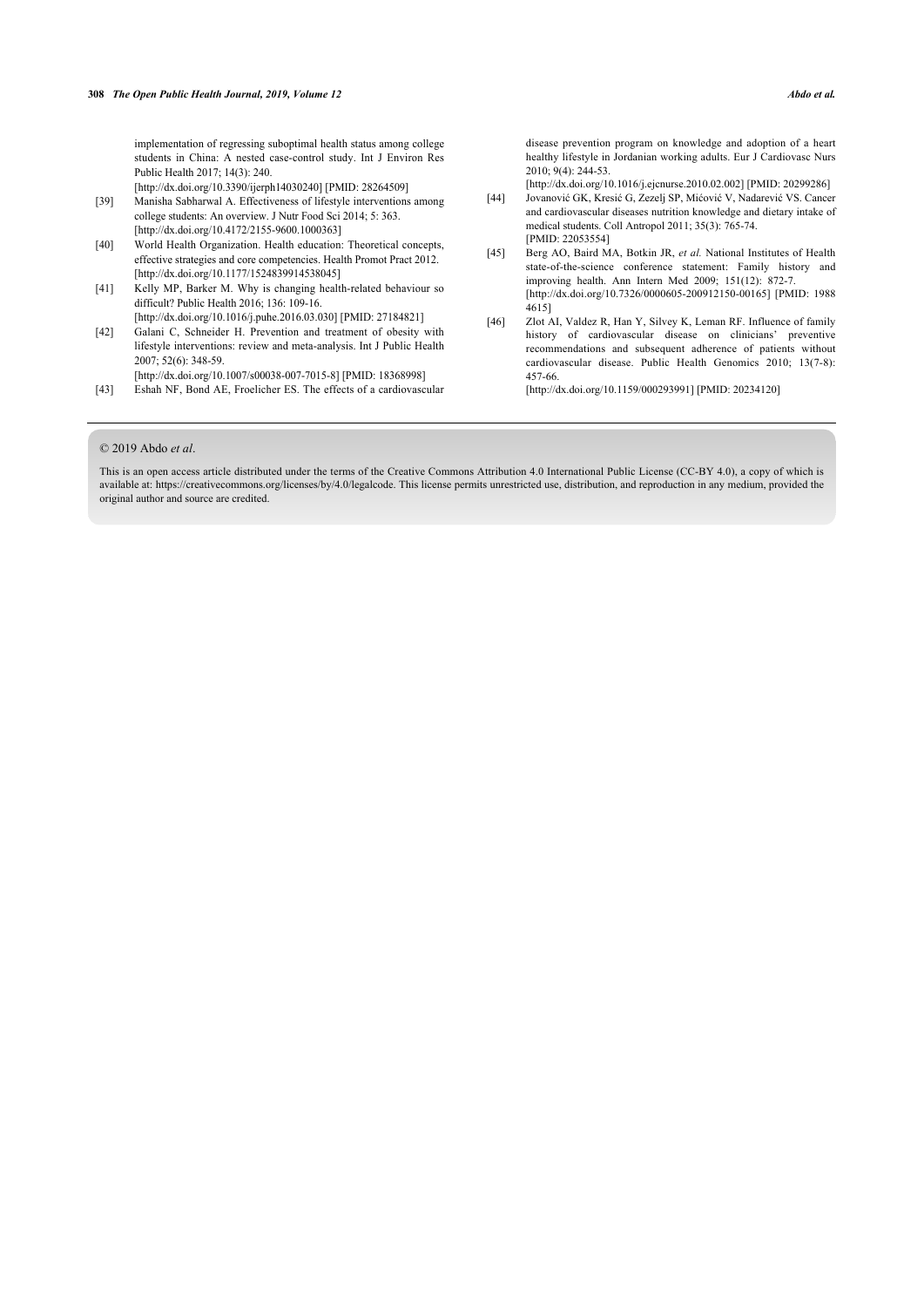implementation of regressing suboptimal health status among college students in China: A nested case-control study. Int J Environ Res Public Health 2017; 14(3): 240. [http://dx.doi.org/10.3390/ijerph14030240] [PMID: 28264509]

[39] Manisha Sabharwal A. Effectiveness of lifestyle interventions among college students: An overview. J Nutr Food Sci 2014; 5: 363. [http://dx.doi.org/10.4172/2155-9600.1000363]

[40] World Health Organization. Health education: Theoretical concepts, effective strategies and core competencies. Health Promot Pract 2012. [http://dx.doi.org/10.1177/1524839914538045]

[41] Kelly MP, Barker M. Why is changing health-related behaviour so difficult? Public Health 2016; 136: 109-16. [http://dx.doi.org/10.1016/j.puhe.2016.03.030] [PMID: 27184821]

[42] Galani C, Schneider H. Prevention and treatment of obesity with lifestyle interventions: review and meta-analysis. Int J Public Health 2007; 52(6): 348-59. [http://dx.doi.org/10.1007/s00038-007-7015-8] [PMID: 18368998]

[43] Eshah NF, Bond AE, Froelicher ES. The effects of a cardiovascular disease prevention program on knowledge and adoption of a heart healthy lifestyle in Jordanian working adults. Eur J Cardiovasc Nurs 2010; 9(4): 244-53. [http://dx.doi.org/10.1016/j.ejcnurse.2010.02.002] [PMID: 20299286]

[44] Jovanović GK, Kresić G, Zezelj SP, Mićović V, Nadarević VS. Cancer and cardiovascular diseases nutrition knowledge and dietary intake of medical students. Coll Antropol 2011; 35(3): 765-74. [PMID: 22053554]

[45] Berg AO, Baird MA, Botkin JR, *et al.* National Institutes of Health state-of-the-science conference statement: Family history and improving health. Ann Intern Med 2009; 151(12): 872-7. [http://dx.doi.org/10.7326/0000605-200912150-00165] [PMID: 19884615]

[46] Zlot AI, Valdez R, Han Y, Silvey K, Leman RF. Influence of family history of cardiovascular disease on clinicians' preventive recommendations and subsequent adherence of patients without cardiovascular disease. Public Health Genomics 2010; 13(7-8): 457-66. [http://dx.doi.org/10.1159/000293991] [PMID: 20234120]

---

© 2019 Abdo *et al*.

This is an open access article distributed under the terms of the Creative Commons Attribution 4.0 International Public License (CC-BY 4.0), a copy of which is available at: https://creativecommons.org/licenses/by/4.0/legalcode. This license permits unrestricted use, distribution, and reproduction in any medium, provided the original author and source are credited.